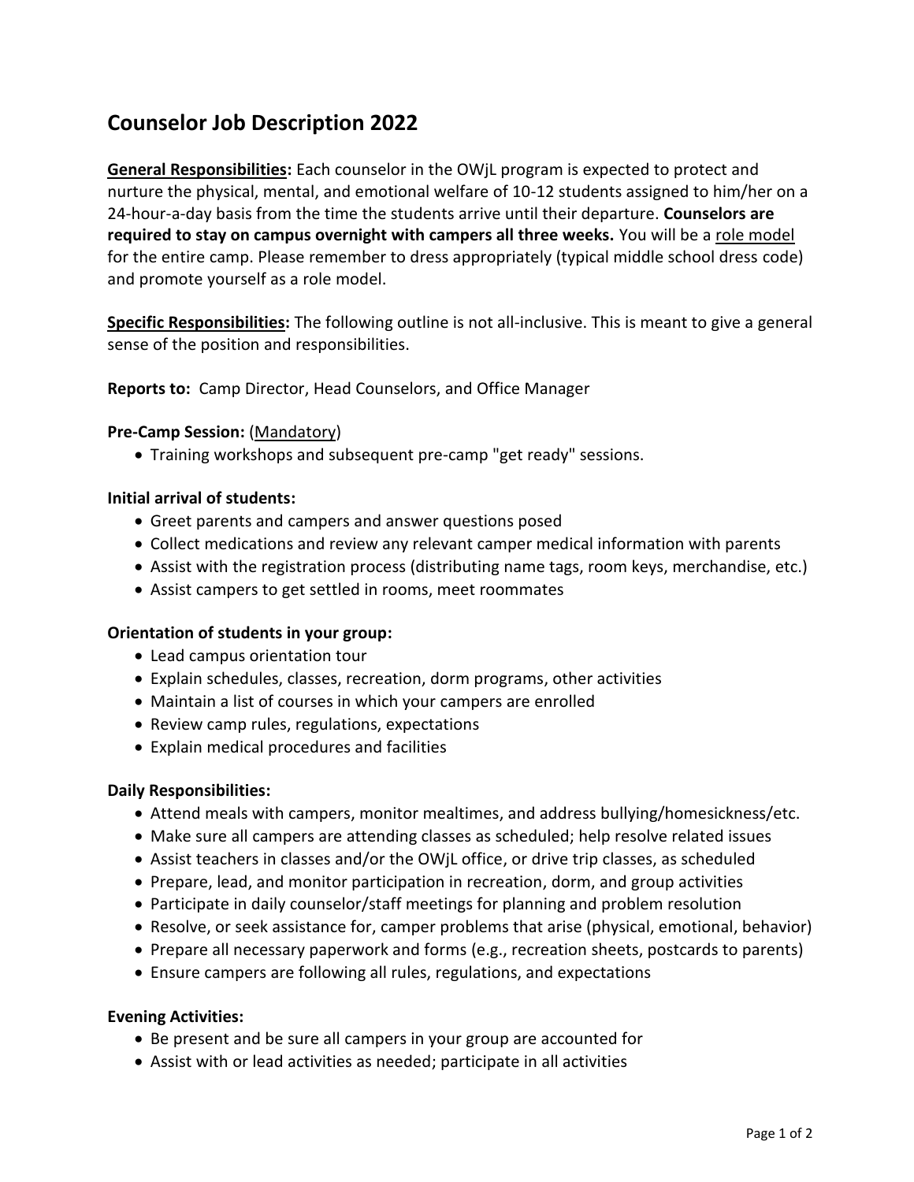# Counselor Job Description 2022

**General Responsibilities:** Each counselor in the OWjL program is expected to protect and nurture the physical, mental, and emotional welfare of 10-12 students assigned to him/her on a 24-hour-a-day basis from the time the students arrive until their departure. **Counselors are required to stay on campus overnight with campers all three weeks.** You will be a role model for the entire camp. Please remember to dress appropriately (typical middle school dress code) and promote yourself as a role model.

**Specific Responsibilities:** The following outline is not all-inclusive. This is meant to give a general sense of the position and responsibilities.

**Reports to:** Camp Director, Head Counselors, and Office Manager

**Pre-Camp Session:** (Mandatory)

- Training workshops and subsequent pre-camp "get ready" sessions.

**Initial arrival of students:**

- Greet parents and campers and answer questions posed
- Collect medications and review any relevant camper medical information with parents
- Assist with the registration process (distributing name tags, room keys, merchandise, etc.)
- Assist campers to get settled in rooms, meet roommates

**Orientation of students in your group:**

- Lead campus orientation tour
- Explain schedules, classes, recreation, dorm programs, other activities
- Maintain a list of courses in which your campers are enrolled
- Review camp rules, regulations, expectations
- Explain medical procedures and facilities

**Daily Responsibilities:**

- Attend meals with campers, monitor mealtimes, and address bullying/homesickness/etc.
- Make sure all campers are attending classes as scheduled; help resolve related issues
- Assist teachers in classes and/or the OWjL office, or drive trip classes, as scheduled
- Prepare, lead, and monitor participation in recreation, dorm, and group activities
- Participate in daily counselor/staff meetings for planning and problem resolution
- Resolve, or seek assistance for, camper problems that arise (physical, emotional, behavior)
- Prepare all necessary paperwork and forms (e.g., recreation sheets, postcards to parents)
- Ensure campers are following all rules, regulations, and expectations

**Evening Activities:**

- Be present and be sure all campers in your group are accounted for
- Assist with or lead activities as needed; participate in all activities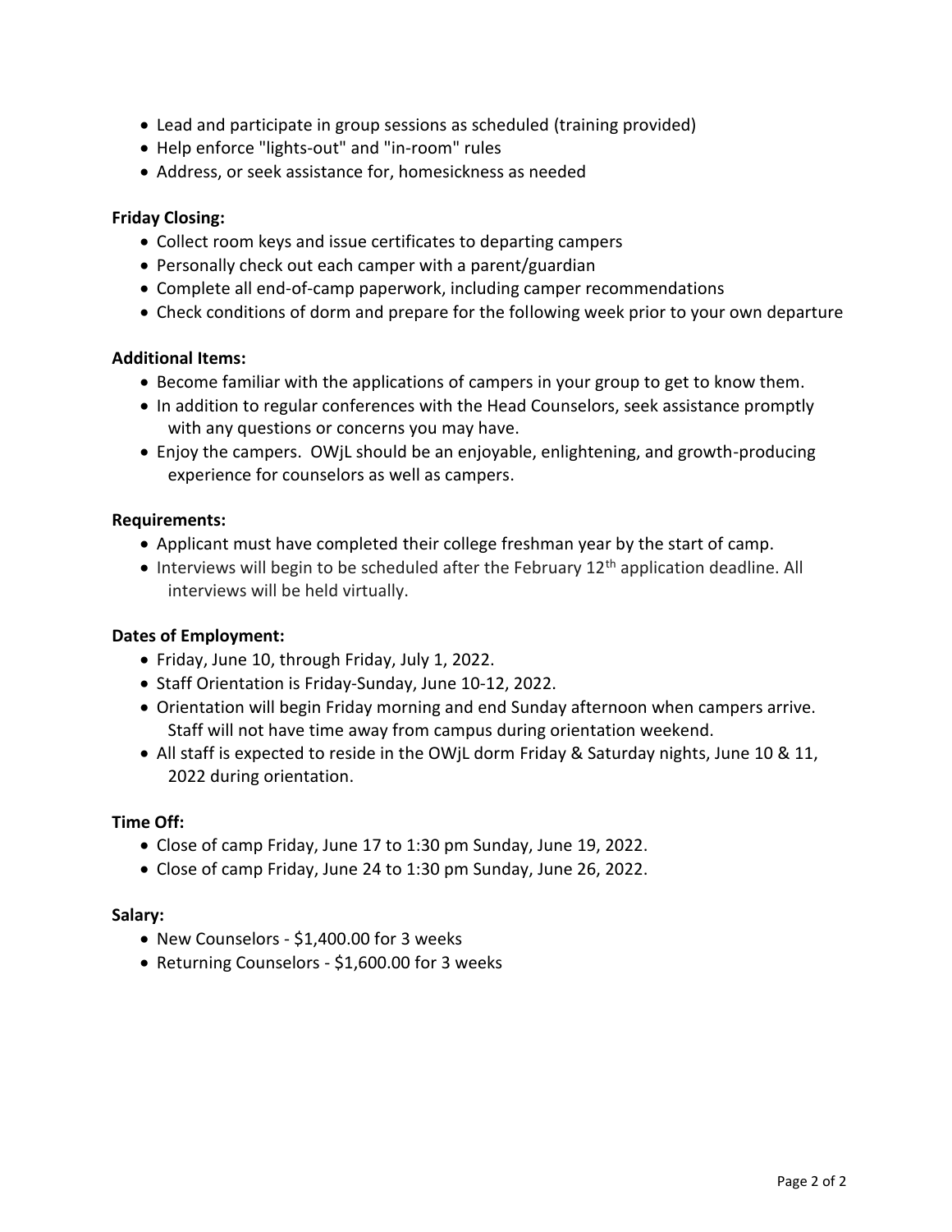- Lead and participate in group sessions as scheduled (training provided)
- Help enforce "lights-out" and "in-room" rules
- Address, or seek assistance for, homesickness as needed

**Friday Closing:**

- Collect room keys and issue certificates to departing campers
- Personally check out each camper with a parent/guardian
- Complete all end-of-camp paperwork, including camper recommendations
- Check conditions of dorm and prepare for the following week prior to your own departure

**Additional Items:**

- Become familiar with the applications of campers in your group to get to know them.
- In addition to regular conferences with the Head Counselors, seek assistance promptly with any questions or concerns you may have.
- Enjoy the campers. OWjL should be an enjoyable, enlightening, and growth-producing experience for counselors as well as campers.

**Requirements:**

- Applicant must have completed their college freshman year by the start of camp.
- Interviews will begin to be scheduled after the February 12th application deadline. All interviews will be held virtually.

**Dates of Employment:**

- Friday, June 10, through Friday, July 1, 2022.
- Staff Orientation is Friday-Sunday, June 10-12, 2022.
- Orientation will begin Friday morning and end Sunday afternoon when campers arrive. Staff will not have time away from campus during orientation weekend.
- All staff is expected to reside in the OWjL dorm Friday & Saturday nights, June 10 & 11, 2022 during orientation.

**Time Off:**

- Close of camp Friday, June 17 to 1:30 pm Sunday, June 19, 2022.
- Close of camp Friday, June 24 to 1:30 pm Sunday, June 26, 2022.

**Salary:**

- New Counselors - $1,400.00 for 3 weeks
- Returning Counselors - $1,600.00 for 3 weeks